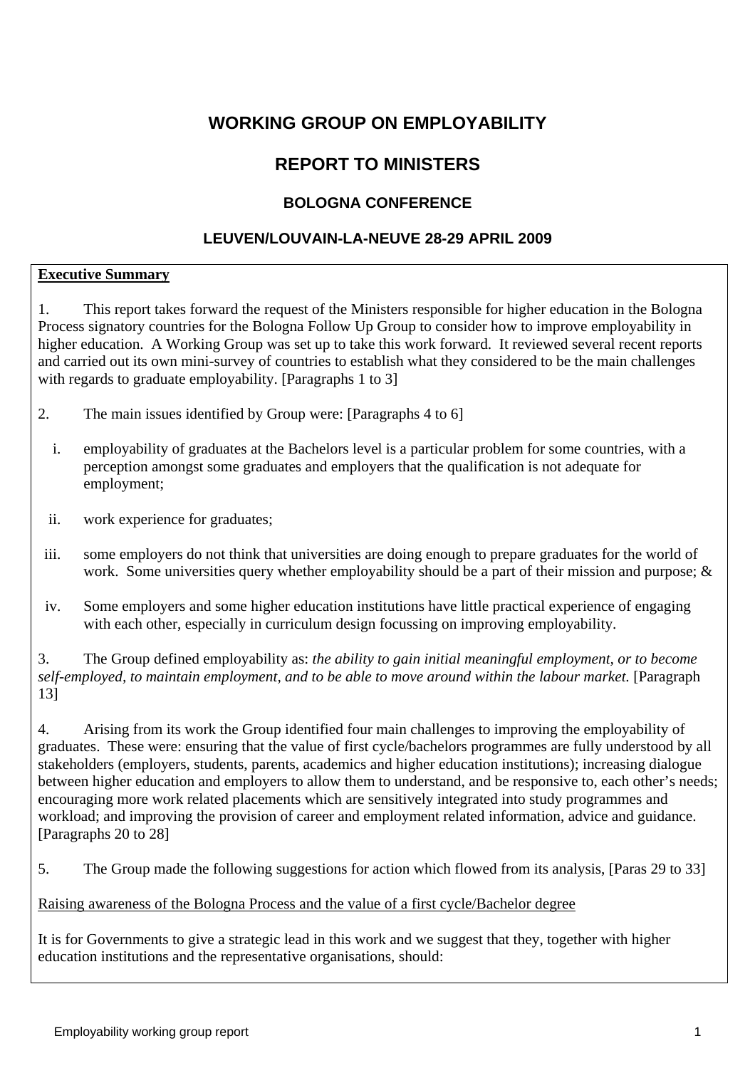# WORKING GROUP ON EMPLOYABILITY

# REPORT TO MINISTERS

## BOLOGNA CONFERENCE

## LEUVEN/LOUVAIN-LA-NEUVE 28-29 APRIL 2009

**Executive Summary**

1. This report takes forward the request of the Ministers responsible for higher education in the Bologna Process signatory countries for the Bologna Follow Up Group to consider how to improve employability in higher education. A Working Group was set up to take this work forward. It reviewed several recent reports and carried out its own mini-survey of countries to establish what they considered to be the main challenges with regards to graduate employability. [Paragraphs 1 to 3]

2. The main issues identified by Group were: [Paragraphs 4 to 6]

   i. employability of graduates at the Bachelors level is a particular problem for some countries, with a perception amongst some graduates and employers that the qualification is not adequate for employment;

   ii. work experience for graduates;

   iii. some employers do not think that universities are doing enough to prepare graduates for the world of work. Some universities query whether employability should be a part of their mission and purpose; &

   iv. Some employers and some higher education institutions have little practical experience of engaging with each other, especially in curriculum design focussing on improving employability.

3. The Group defined employability as: *the ability to gain initial meaningful employment, or to become self-employed, to maintain employment, and to be able to move around within the labour market.* [Paragraph 13]

4. Arising from its work the Group identified four main challenges to improving the employability of graduates. These were: ensuring that the value of first cycle/bachelors programmes are fully understood by all stakeholders (employers, students, parents, academics and higher education institutions); increasing dialogue between higher education and employers to allow them to understand, and be responsive to, each other's needs; encouraging more work related placements which are sensitively integrated into study programmes and workload; and improving the provision of career and employment related information, advice and guidance. [Paragraphs 20 to 28]

5. The Group made the following suggestions for action which flowed from its analysis, [Paras 29 to 33]

Raising awareness of the Bologna Process and the value of a first cycle/Bachelor degree

It is for Governments to give a strategic lead in this work and we suggest that they, together with higher education institutions and the representative organisations, should: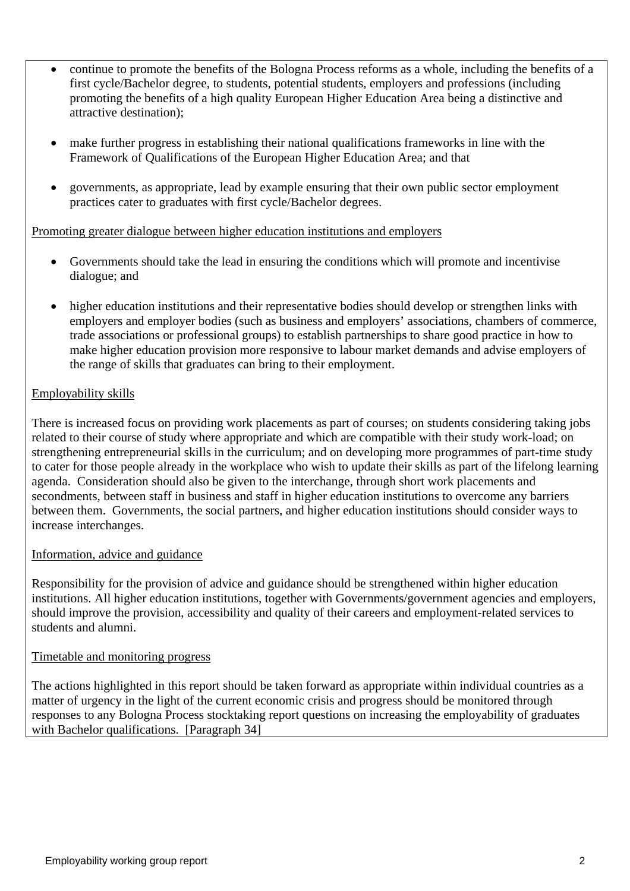- continue to promote the benefits of the Bologna Process reforms as a whole, including the benefits of a first cycle/Bachelor degree, to students, potential students, employers and professions (including promoting the benefits of a high quality European Higher Education Area being a distinctive and attractive destination);

- make further progress in establishing their national qualifications frameworks in line with the Framework of Qualifications of the European Higher Education Area; and that

- governments, as appropriate, lead by example ensuring that their own public sector employment practices cater to graduates with first cycle/Bachelor degrees.

<u>Promoting greater dialogue between higher education institutions and employers</u>

- Governments should take the lead in ensuring the conditions which will promote and incentivise dialogue; and

- higher education institutions and their representative bodies should develop or strengthen links with employers and employer bodies (such as business and employers' associations, chambers of commerce, trade associations or professional groups) to establish partnerships to share good practice in how to make higher education provision more responsive to labour market demands and advise employers of the range of skills that graduates can bring to their employment.

<u>Employability skills</u>

There is increased focus on providing work placements as part of courses; on students considering taking jobs related to their course of study where appropriate and which are compatible with their study work-load; on strengthening entrepreneurial skills in the curriculum; and on developing more programmes of part-time study to cater for those people already in the workplace who wish to update their skills as part of the lifelong learning agenda. Consideration should also be given to the interchange, through short work placements and secondments, between staff in business and staff in higher education institutions to overcome any barriers between them. Governments, the social partners, and higher education institutions should consider ways to increase interchanges.

<u>Information, advice and guidance</u>

Responsibility for the provision of advice and guidance should be strengthened within higher education institutions. All higher education institutions, together with Governments/government agencies and employers, should improve the provision, accessibility and quality of their careers and employment-related services to students and alumni.

<u>Timetable and monitoring progress</u>

The actions highlighted in this report should be taken forward as appropriate within individual countries as a matter of urgency in the light of the current economic crisis and progress should be monitored through responses to any Bologna Process stocktaking report questions on increasing the employability of graduates with Bachelor qualifications. [Paragraph 34]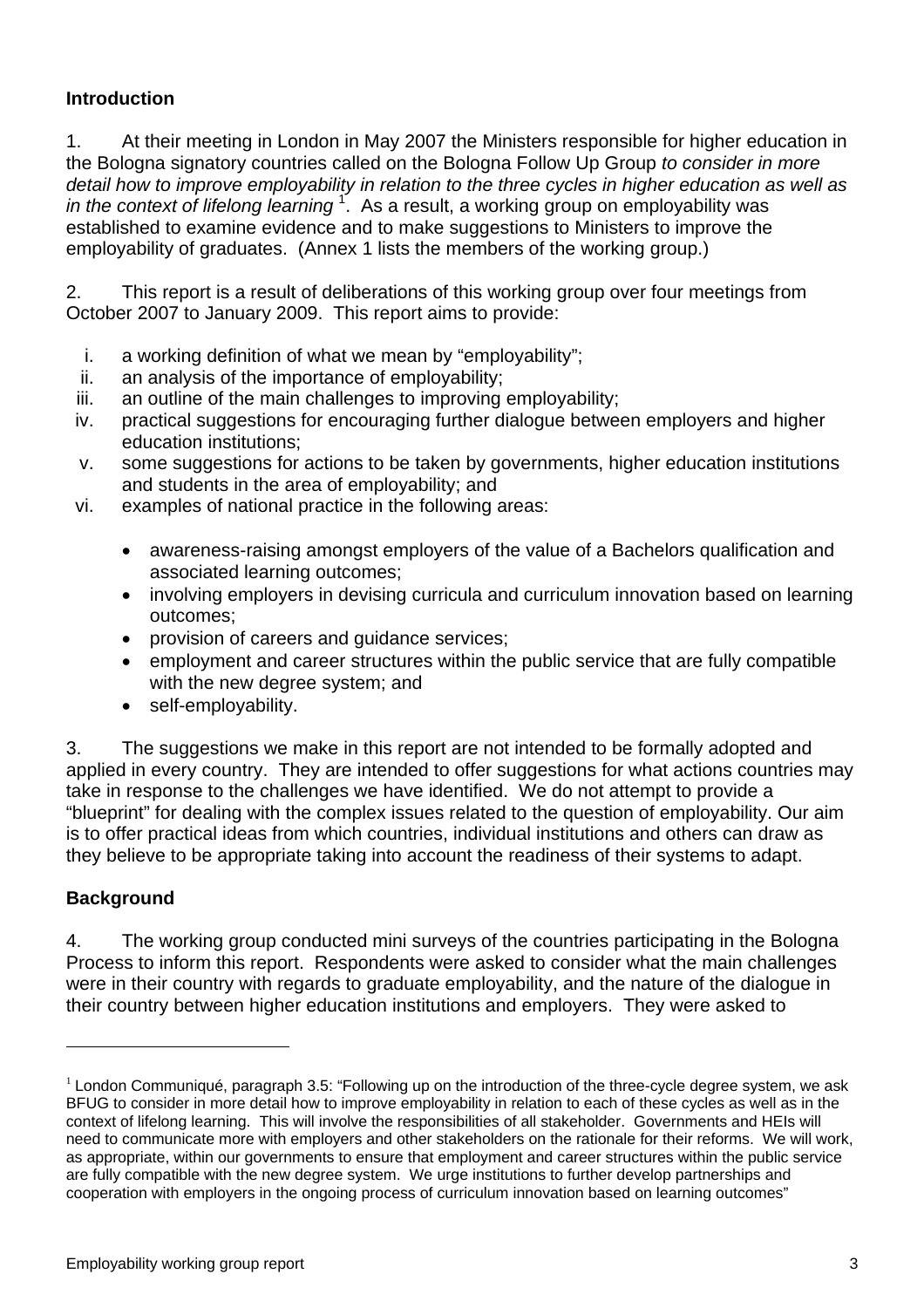**Introduction**

1. At their meeting in London in May 2007 the Ministers responsible for higher education in the Bologna signatory countries called on the Bologna Follow Up Group *to consider in more detail how to improve employability in relation to the three cycles in higher education as well as in the context of lifelong learning* [1]. As a result, a working group on employability was established to examine evidence and to make suggestions to Ministers to improve the employability of graduates. (Annex 1 lists the members of the working group.)

2. This report is a result of deliberations of this working group over four meetings from October 2007 to January 2009. This report aims to provide:

i. a working definition of what we mean by "employability";
ii. an analysis of the importance of employability;
iii. an outline of the main challenges to improving employability;
iv. practical suggestions for encouraging further dialogue between employers and higher education institutions;
v. some suggestions for actions to be taken by governments, higher education institutions and students in the area of employability; and
vi. examples of national practice in the following areas:

   - awareness-raising amongst employers of the value of a Bachelors qualification and associated learning outcomes;
   - involving employers in devising curricula and curriculum innovation based on learning outcomes;
   - provision of careers and guidance services;
   - employment and career structures within the public service that are fully compatible with the new degree system; and
   - self-employability.

3. The suggestions we make in this report are not intended to be formally adopted and applied in every country. They are intended to offer suggestions for what actions countries may take in response to the challenges we have identified. We do not attempt to provide a "blueprint" for dealing with the complex issues related to the question of employability. Our aim is to offer practical ideas from which countries, individual institutions and others can draw as they believe to be appropriate taking into account the readiness of their systems to adapt.

**Background**

4. The working group conducted mini surveys of the countries participating in the Bologna Process to inform this report. Respondents were asked to consider what the main challenges were in their country with regards to graduate employability, and the nature of the dialogue in their country between higher education institutions and employers. They were asked to

---

[1] London Communiqué, paragraph 3.5: "Following up on the introduction of the three-cycle degree system, we ask BFUG to consider in more detail how to improve employability in relation to each of these cycles as well as in the context of lifelong learning. This will involve the responsibilities of all stakeholder. Governments and HEIs will need to communicate more with employers and other stakeholders on the rationale for their reforms. We will work, as appropriate, within our governments to ensure that employment and career structures within the public service are fully compatible with the new degree system. We urge institutions to further develop partnerships and cooperation with employers in the ongoing process of curriculum innovation based on learning outcomes"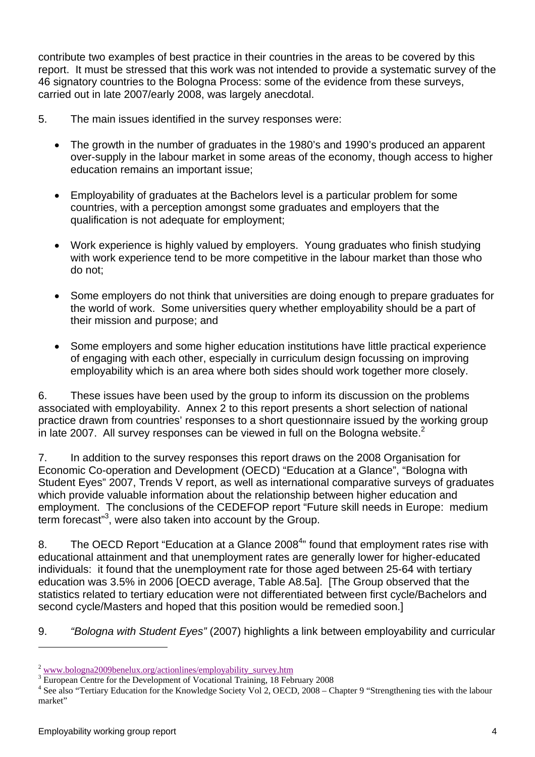contribute two examples of best practice in their countries in the areas to be covered by this report. It must be stressed that this work was not intended to provide a systematic survey of the 46 signatory countries to the Bologna Process: some of the evidence from these surveys, carried out in late 2007/early 2008, was largely anecdotal.

5. The main issues identified in the survey responses were:

- The growth in the number of graduates in the 1980's and 1990's produced an apparent over-supply in the labour market in some areas of the economy, though access to higher education remains an important issue;

- Employability of graduates at the Bachelors level is a particular problem for some countries, with a perception amongst some graduates and employers that the qualification is not adequate for employment;

- Work experience is highly valued by employers. Young graduates who finish studying with work experience tend to be more competitive in the labour market than those who do not;

- Some employers do not think that universities are doing enough to prepare graduates for the world of work. Some universities query whether employability should be a part of their mission and purpose; and

- Some employers and some higher education institutions have little practical experience of engaging with each other, especially in curriculum design focussing on improving employability which is an area where both sides should work together more closely.

6. These issues have been used by the group to inform its discussion on the problems associated with employability. Annex 2 to this report presents a short selection of national practice drawn from countries' responses to a short questionnaire issued by the working group in late 2007. All survey responses can be viewed in full on the Bologna website.[2]

7. In addition to the survey responses this report draws on the 2008 Organisation for Economic Co-operation and Development (OECD) "Education at a Glance", "Bologna with Student Eyes" 2007, Trends V report, as well as international comparative surveys of graduates which provide valuable information about the relationship between higher education and employment. The conclusions of the CEDEFOP report "Future skill needs in Europe: medium term forecast"[3], were also taken into account by the Group.

8. The OECD Report "Education at a Glance 2008[4]" found that employment rates rise with educational attainment and that unemployment rates are generally lower for higher-educated individuals: it found that the unemployment rate for those aged between 25-64 with tertiary education was 3.5% in 2006 [OECD average, Table A8.5a]. [The Group observed that the statistics related to tertiary education were not differentiated between first cycle/Bachelors and second cycle/Masters and hoped that this position would be remedied soon.]

9. *"Bologna with Student Eyes"* (2007) highlights a link between employability and curricular

---

[2] www.bologna2009benelux.org/actionlines/employability_survey.htm

[3] European Centre for the Development of Vocational Training, 18 February 2008

[4] See also "Tertiary Education for the Knowledge Society Vol 2, OECD, 2008 – Chapter 9 "Strengthening ties with the labour market"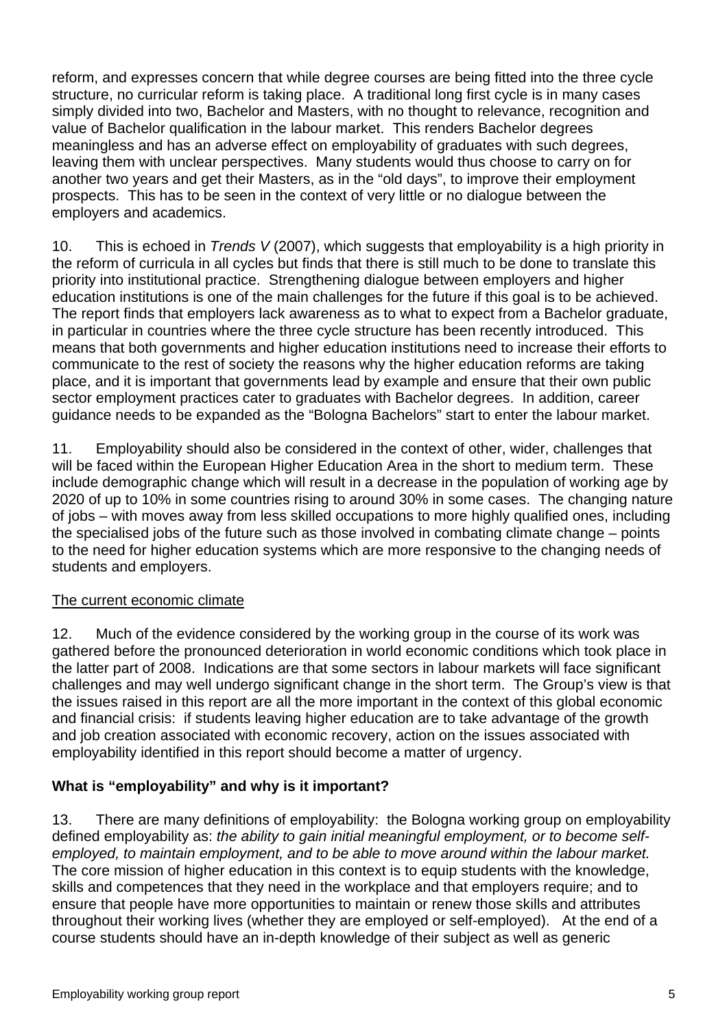reform, and expresses concern that while degree courses are being fitted into the three cycle structure, no curricular reform is taking place. A traditional long first cycle is in many cases simply divided into two, Bachelor and Masters, with no thought to relevance, recognition and value of Bachelor qualification in the labour market. This renders Bachelor degrees meaningless and has an adverse effect on employability of graduates with such degrees, leaving them with unclear perspectives. Many students would thus choose to carry on for another two years and get their Masters, as in the "old days", to improve their employment prospects. This has to be seen in the context of very little or no dialogue between the employers and academics.

10. This is echoed in *Trends V* (2007), which suggests that employability is a high priority in the reform of curricula in all cycles but finds that there is still much to be done to translate this priority into institutional practice. Strengthening dialogue between employers and higher education institutions is one of the main challenges for the future if this goal is to be achieved. The report finds that employers lack awareness as to what to expect from a Bachelor graduate, in particular in countries where the three cycle structure has been recently introduced. This means that both governments and higher education institutions need to increase their efforts to communicate to the rest of society the reasons why the higher education reforms are taking place, and it is important that governments lead by example and ensure that their own public sector employment practices cater to graduates with Bachelor degrees. In addition, career guidance needs to be expanded as the "Bologna Bachelors" start to enter the labour market.

11. Employability should also be considered in the context of other, wider, challenges that will be faced within the European Higher Education Area in the short to medium term. These include demographic change which will result in a decrease in the population of working age by 2020 of up to 10% in some countries rising to around 30% in some cases. The changing nature of jobs – with moves away from less skilled occupations to more highly qualified ones, including the specialised jobs of the future such as those involved in combating climate change – points to the need for higher education systems which are more responsive to the changing needs of students and employers.

<u>The current economic climate</u>

12. Much of the evidence considered by the working group in the course of its work was gathered before the pronounced deterioration in world economic conditions which took place in the latter part of 2008. Indications are that some sectors in labour markets will face significant challenges and may well undergo significant change in the short term. The Group's view is that the issues raised in this report are all the more important in the context of this global economic and financial crisis: if students leaving higher education are to take advantage of the growth and job creation associated with economic recovery, action on the issues associated with employability identified in this report should become a matter of urgency.

**What is "employability" and why is it important?**

13. There are many definitions of employability: the Bologna working group on employability defined employability as: *the ability to gain initial meaningful employment, or to become self-employed, to maintain employment, and to be able to move around within the labour market.* The core mission of higher education in this context is to equip students with the knowledge, skills and competences that they need in the workplace and that employers require; and to ensure that people have more opportunities to maintain or renew those skills and attributes throughout their working lives (whether they are employed or self-employed). At the end of a course students should have an in-depth knowledge of their subject as well as generic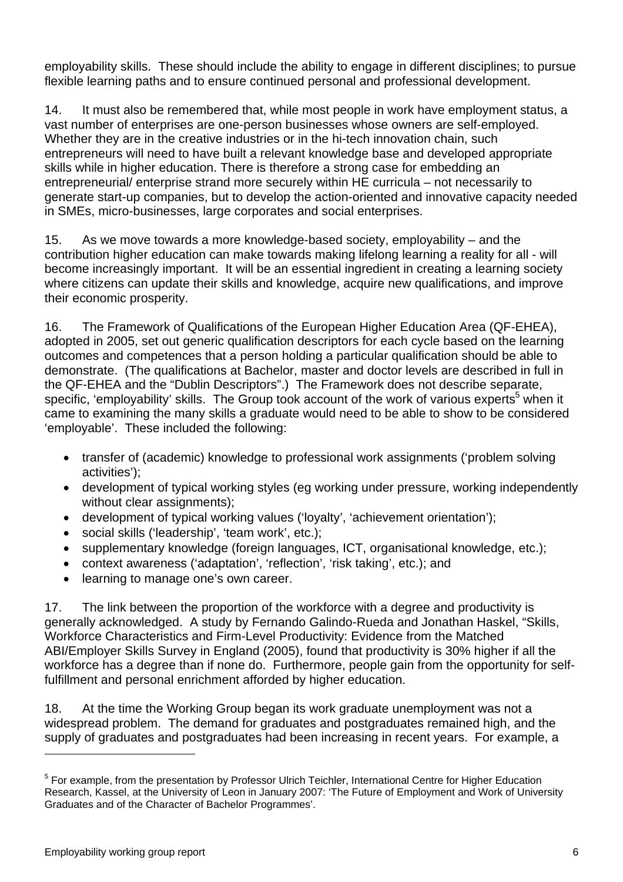employability skills. These should include the ability to engage in different disciplines; to pursue flexible learning paths and to ensure continued personal and professional development.

14. It must also be remembered that, while most people in work have employment status, a vast number of enterprises are one-person businesses whose owners are self-employed. Whether they are in the creative industries or in the hi-tech innovation chain, such entrepreneurs will need to have built a relevant knowledge base and developed appropriate skills while in higher education. There is therefore a strong case for embedding an entrepreneurial/ enterprise strand more securely within HE curricula – not necessarily to generate start-up companies, but to develop the action-oriented and innovative capacity needed in SMEs, micro-businesses, large corporates and social enterprises.

15. As we move towards a more knowledge-based society, employability – and the contribution higher education can make towards making lifelong learning a reality for all - will become increasingly important. It will be an essential ingredient in creating a learning society where citizens can update their skills and knowledge, acquire new qualifications, and improve their economic prosperity.

16. The Framework of Qualifications of the European Higher Education Area (QF-EHEA), adopted in 2005, set out generic qualification descriptors for each cycle based on the learning outcomes and competences that a person holding a particular qualification should be able to demonstrate. (The qualifications at Bachelor, master and doctor levels are described in full in the QF-EHEA and the "Dublin Descriptors".) The Framework does not describe separate, specific, 'employability' skills. The Group took account of the work of various experts[5] when it came to examining the many skills a graduate would need to be able to show to be considered 'employable'. These included the following:

- transfer of (academic) knowledge to professional work assignments ('problem solving activities');
- development of typical working styles (eg working under pressure, working independently without clear assignments);
- development of typical working values ('loyalty', 'achievement orientation');
- social skills ('leadership', 'team work', etc.);
- supplementary knowledge (foreign languages, ICT, organisational knowledge, etc.);
- context awareness ('adaptation', 'reflection', 'risk taking', etc.); and
- learning to manage one's own career.

17. The link between the proportion of the workforce with a degree and productivity is generally acknowledged. A study by Fernando Galindo-Rueda and Jonathan Haskel, "Skills, Workforce Characteristics and Firm-Level Productivity: Evidence from the Matched ABI/Employer Skills Survey in England (2005), found that productivity is 30% higher if all the workforce has a degree than if none do. Furthermore, people gain from the opportunity for self-fulfillment and personal enrichment afforded by higher education.

18. At the time the Working Group began its work graduate unemployment was not a widespread problem. The demand for graduates and postgraduates remained high, and the supply of graduates and postgraduates had been increasing in recent years. For example, a

---

[5] For example, from the presentation by Professor Ulrich Teichler, International Centre for Higher Education Research, Kassel, at the University of Leon in January 2007: 'The Future of Employment and Work of University Graduates and of the Character of Bachelor Programmes'.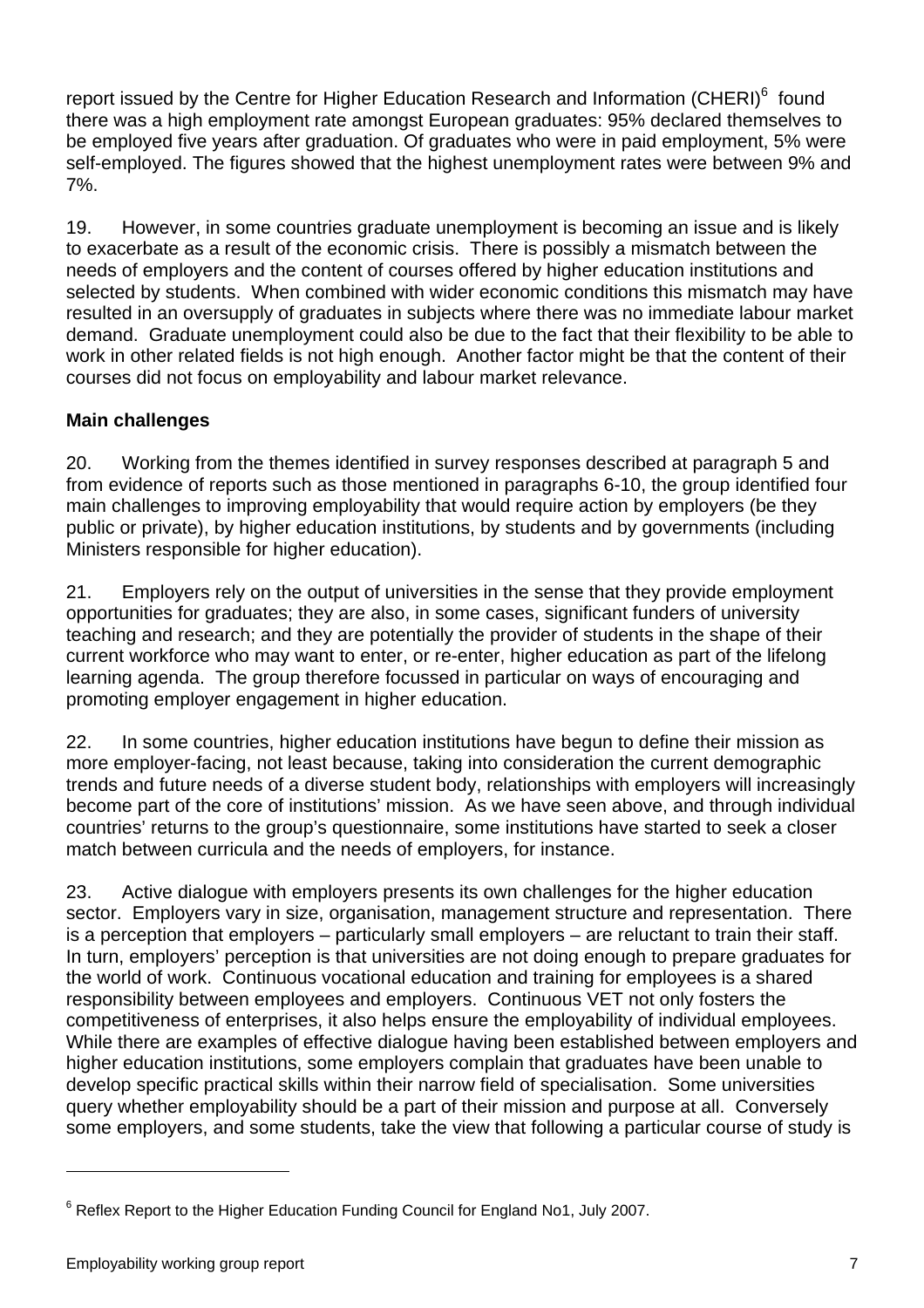report issued by the Centre for Higher Education Research and Information (CHERI)[6] found there was a high employment rate amongst European graduates: 95% declared themselves to be employed five years after graduation. Of graduates who were in paid employment, 5% were self-employed. The figures showed that the highest unemployment rates were between 9% and 7%.

19. However, in some countries graduate unemployment is becoming an issue and is likely to exacerbate as a result of the economic crisis. There is possibly a mismatch between the needs of employers and the content of courses offered by higher education institutions and selected by students. When combined with wider economic conditions this mismatch may have resulted in an oversupply of graduates in subjects where there was no immediate labour market demand. Graduate unemployment could also be due to the fact that their flexibility to be able to work in other related fields is not high enough. Another factor might be that the content of their courses did not focus on employability and labour market relevance.

**Main challenges**

20. Working from the themes identified in survey responses described at paragraph 5 and from evidence of reports such as those mentioned in paragraphs 6-10, the group identified four main challenges to improving employability that would require action by employers (be they public or private), by higher education institutions, by students and by governments (including Ministers responsible for higher education).

21. Employers rely on the output of universities in the sense that they provide employment opportunities for graduates; they are also, in some cases, significant funders of university teaching and research; and they are potentially the provider of students in the shape of their current workforce who may want to enter, or re-enter, higher education as part of the lifelong learning agenda. The group therefore focussed in particular on ways of encouraging and promoting employer engagement in higher education.

22. In some countries, higher education institutions have begun to define their mission as more employer-facing, not least because, taking into consideration the current demographic trends and future needs of a diverse student body, relationships with employers will increasingly become part of the core of institutions' mission. As we have seen above, and through individual countries' returns to the group's questionnaire, some institutions have started to seek a closer match between curricula and the needs of employers, for instance.

23. Active dialogue with employers presents its own challenges for the higher education sector. Employers vary in size, organisation, management structure and representation. There is a perception that employers – particularly small employers – are reluctant to train their staff. In turn, employers' perception is that universities are not doing enough to prepare graduates for the world of work. Continuous vocational education and training for employees is a shared responsibility between employees and employers. Continuous VET not only fosters the competitiveness of enterprises, it also helps ensure the employability of individual employees. While there are examples of effective dialogue having been established between employers and higher education institutions, some employers complain that graduates have been unable to develop specific practical skills within their narrow field of specialisation. Some universities query whether employability should be a part of their mission and purpose at all. Conversely some employers, and some students, take the view that following a particular course of study is

[6] Reflex Report to the Higher Education Funding Council for England No1, July 2007.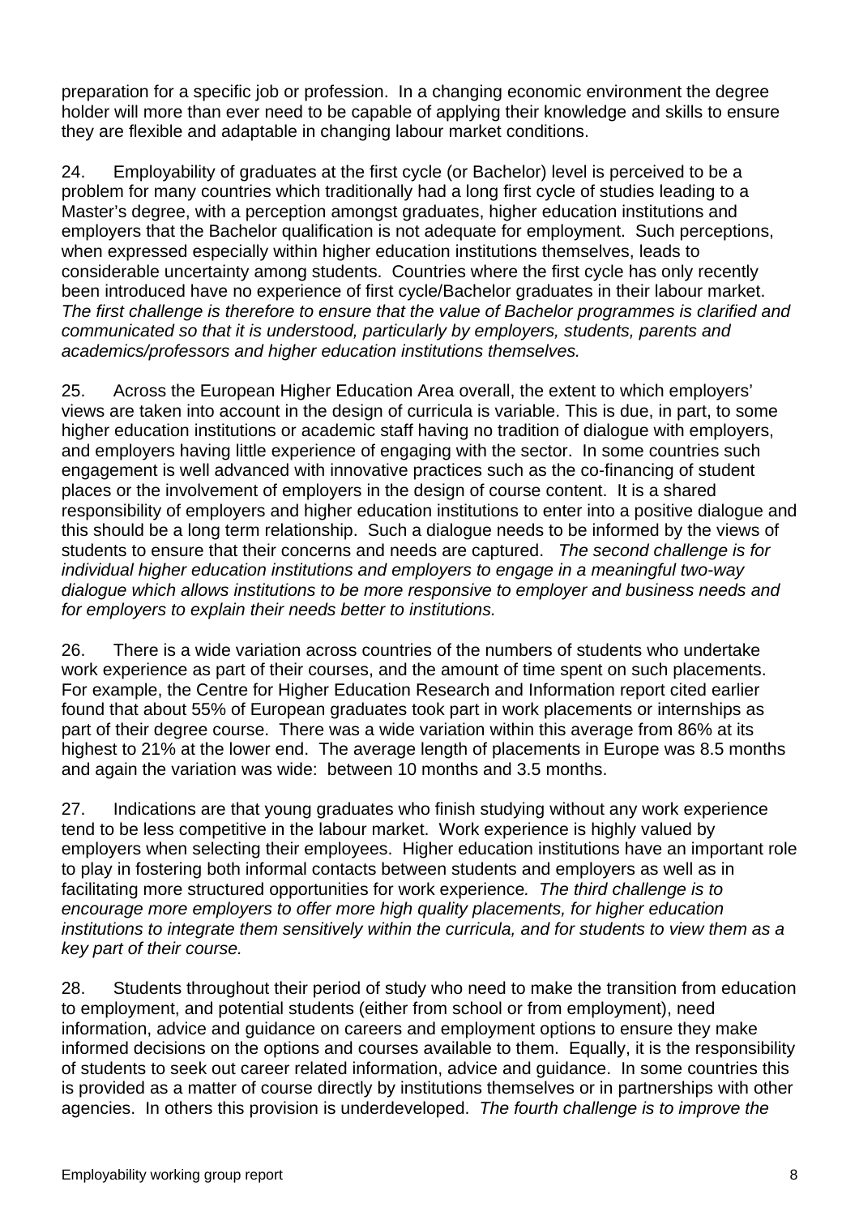preparation for a specific job or profession. In a changing economic environment the degree holder will more than ever need to be capable of applying their knowledge and skills to ensure they are flexible and adaptable in changing labour market conditions.

24. Employability of graduates at the first cycle (or Bachelor) level is perceived to be a problem for many countries which traditionally had a long first cycle of studies leading to a Master's degree, with a perception amongst graduates, higher education institutions and employers that the Bachelor qualification is not adequate for employment. Such perceptions, when expressed especially within higher education institutions themselves, leads to considerable uncertainty among students. Countries where the first cycle has only recently been introduced have no experience of first cycle/Bachelor graduates in their labour market. *The first challenge is therefore to ensure that the value of Bachelor programmes is clarified and communicated so that it is understood, particularly by employers, students, parents and academics/professors and higher education institutions themselves.*

25. Across the European Higher Education Area overall, the extent to which employers' views are taken into account in the design of curricula is variable. This is due, in part, to some higher education institutions or academic staff having no tradition of dialogue with employers, and employers having little experience of engaging with the sector. In some countries such engagement is well advanced with innovative practices such as the co-financing of student places or the involvement of employers in the design of course content. It is a shared responsibility of employers and higher education institutions to enter into a positive dialogue and this should be a long term relationship. Such a dialogue needs to be informed by the views of students to ensure that their concerns and needs are captured. *The second challenge is for individual higher education institutions and employers to engage in a meaningful two-way dialogue which allows institutions to be more responsive to employer and business needs and for employers to explain their needs better to institutions.*

26. There is a wide variation across countries of the numbers of students who undertake work experience as part of their courses, and the amount of time spent on such placements. For example, the Centre for Higher Education Research and Information report cited earlier found that about 55% of European graduates took part in work placements or internships as part of their degree course. There was a wide variation within this average from 86% at its highest to 21% at the lower end. The average length of placements in Europe was 8.5 months and again the variation was wide: between 10 months and 3.5 months.

27. Indications are that young graduates who finish studying without any work experience tend to be less competitive in the labour market. Work experience is highly valued by employers when selecting their employees. Higher education institutions have an important role to play in fostering both informal contacts between students and employers as well as in facilitating more structured opportunities for work experience*. The third challenge is to encourage more employers to offer more high quality placements, for higher education institutions to integrate them sensitively within the curricula, and for students to view them as a key part of their course.*

28. Students throughout their period of study who need to make the transition from education to employment, and potential students (either from school or from employment), need information, advice and guidance on careers and employment options to ensure they make informed decisions on the options and courses available to them. Equally, it is the responsibility of students to seek out career related information, advice and guidance. In some countries this is provided as a matter of course directly by institutions themselves or in partnerships with other agencies. In others this provision is underdeveloped. *The fourth challenge is to improve the*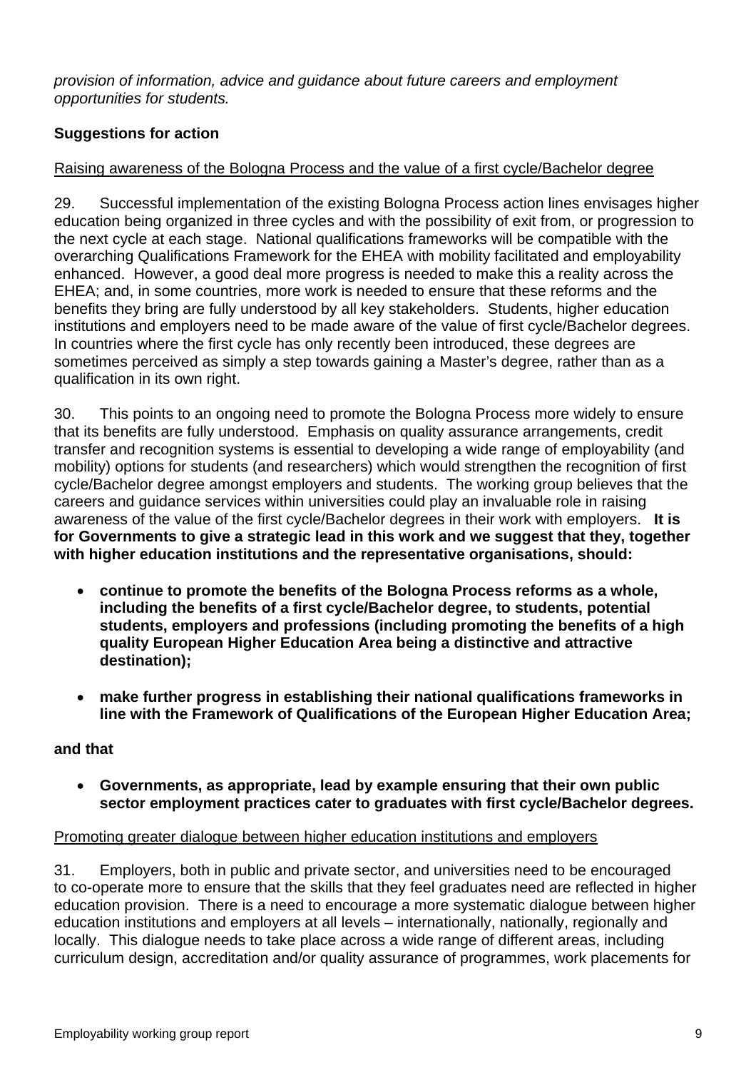*provision of information, advice and guidance about future careers and employment opportunities for students.*

**Suggestions for action**

Raising awareness of the Bologna Process and the value of a first cycle/Bachelor degree

29. Successful implementation of the existing Bologna Process action lines envisages higher education being organized in three cycles and with the possibility of exit from, or progression to the next cycle at each stage. National qualifications frameworks will be compatible with the overarching Qualifications Framework for the EHEA with mobility facilitated and employability enhanced. However, a good deal more progress is needed to make this a reality across the EHEA; and, in some countries, more work is needed to ensure that these reforms and the benefits they bring are fully understood by all key stakeholders. Students, higher education institutions and employers need to be made aware of the value of first cycle/Bachelor degrees. In countries where the first cycle has only recently been introduced, these degrees are sometimes perceived as simply a step towards gaining a Master's degree, rather than as a qualification in its own right.

30. This points to an ongoing need to promote the Bologna Process more widely to ensure that its benefits are fully understood. Emphasis on quality assurance arrangements, credit transfer and recognition systems is essential to developing a wide range of employability (and mobility) options for students (and researchers) which would strengthen the recognition of first cycle/Bachelor degree amongst employers and students. The working group believes that the careers and guidance services within universities could play an invaluable role in raising awareness of the value of the first cycle/Bachelor degrees in their work with employers. **It is for Governments to give a strategic lead in this work and we suggest that they, together with higher education institutions and the representative organisations, should:**

- **continue to promote the benefits of the Bologna Process reforms as a whole, including the benefits of a first cycle/Bachelor degree, to students, potential students, employers and professions (including promoting the benefits of a high quality European Higher Education Area being a distinctive and attractive destination);**

- **make further progress in establishing their national qualifications frameworks in line with the Framework of Qualifications of the European Higher Education Area;**

**and that**

- **Governments, as appropriate, lead by example ensuring that their own public sector employment practices cater to graduates with first cycle/Bachelor degrees.**

Promoting greater dialogue between higher education institutions and employers

31. Employers, both in public and private sector, and universities need to be encouraged to co-operate more to ensure that the skills that they feel graduates need are reflected in higher education provision. There is a need to encourage a more systematic dialogue between higher education institutions and employers at all levels – internationally, nationally, regionally and locally. This dialogue needs to take place across a wide range of different areas, including curriculum design, accreditation and/or quality assurance of programmes, work placements for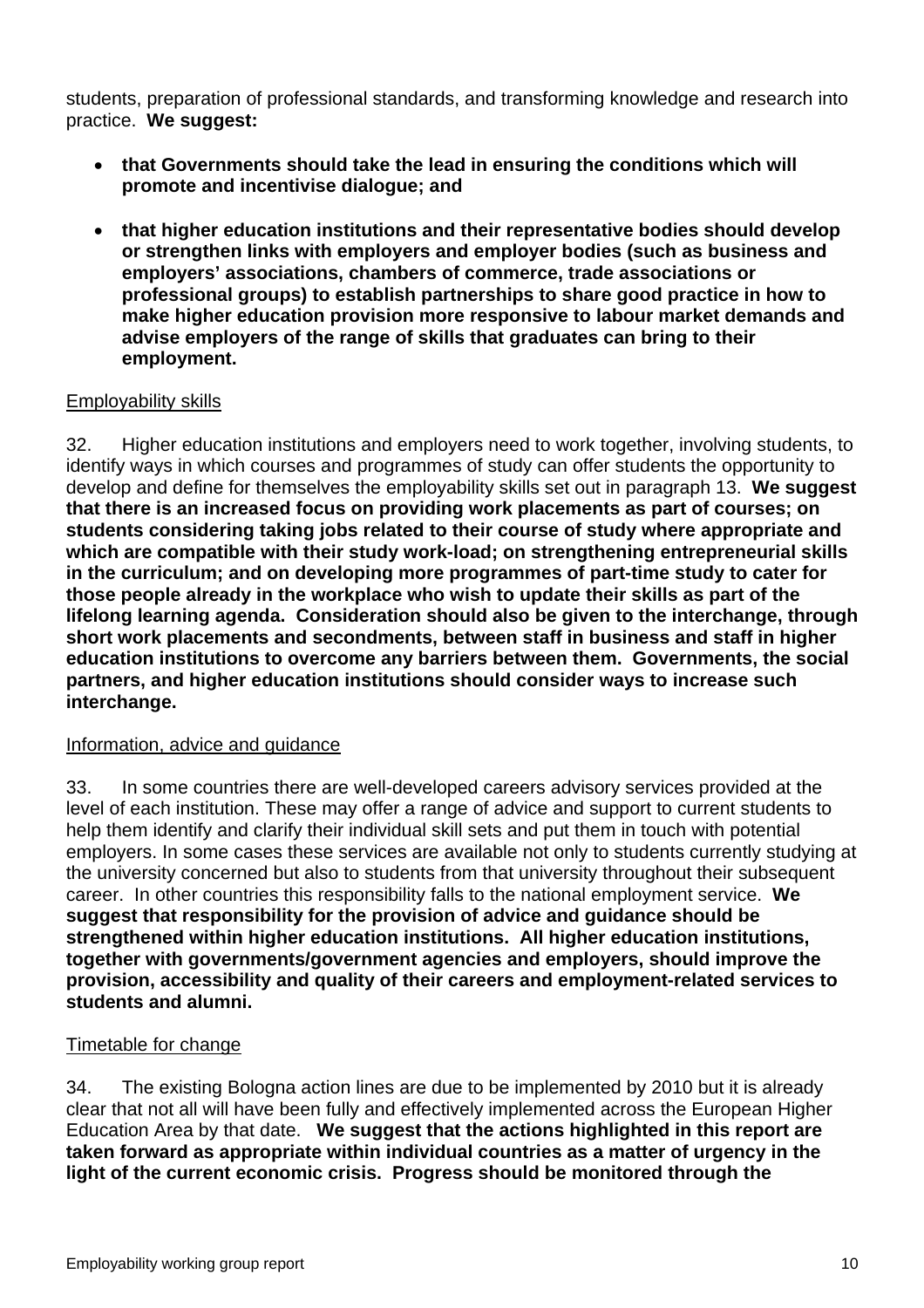students, preparation of professional standards, and transforming knowledge and research into practice. **We suggest:**

- **that Governments should take the lead in ensuring the conditions which will promote and incentivise dialogue; and**
- **that higher education institutions and their representative bodies should develop or strengthen links with employers and employer bodies (such as business and employers' associations, chambers of commerce, trade associations or professional groups) to establish partnerships to share good practice in how to make higher education provision more responsive to labour market demands and advise employers of the range of skills that graduates can bring to their employment.**

Employability skills

32. Higher education institutions and employers need to work together, involving students, to identify ways in which courses and programmes of study can offer students the opportunity to develop and define for themselves the employability skills set out in paragraph 13. **We suggest that there is an increased focus on providing work placements as part of courses; on students considering taking jobs related to their course of study where appropriate and which are compatible with their study work-load; on strengthening entrepreneurial skills in the curriculum; and on developing more programmes of part-time study to cater for those people already in the workplace who wish to update their skills as part of the lifelong learning agenda. Consideration should also be given to the interchange, through short work placements and secondments, between staff in business and staff in higher education institutions to overcome any barriers between them. Governments, the social partners, and higher education institutions should consider ways to increase such interchange.**

Information, advice and guidance

33. In some countries there are well-developed careers advisory services provided at the level of each institution. These may offer a range of advice and support to current students to help them identify and clarify their individual skill sets and put them in touch with potential employers. In some cases these services are available not only to students currently studying at the university concerned but also to students from that university throughout their subsequent career. In other countries this responsibility falls to the national employment service. **We suggest that responsibility for the provision of advice and guidance should be strengthened within higher education institutions. All higher education institutions, together with governments/government agencies and employers, should improve the provision, accessibility and quality of their careers and employment-related services to students and alumni.**

Timetable for change

34. The existing Bologna action lines are due to be implemented by 2010 but it is already clear that not all will have been fully and effectively implemented across the European Higher Education Area by that date. **We suggest that the actions highlighted in this report are taken forward as appropriate within individual countries as a matter of urgency in the light of the current economic crisis. Progress should be monitored through the**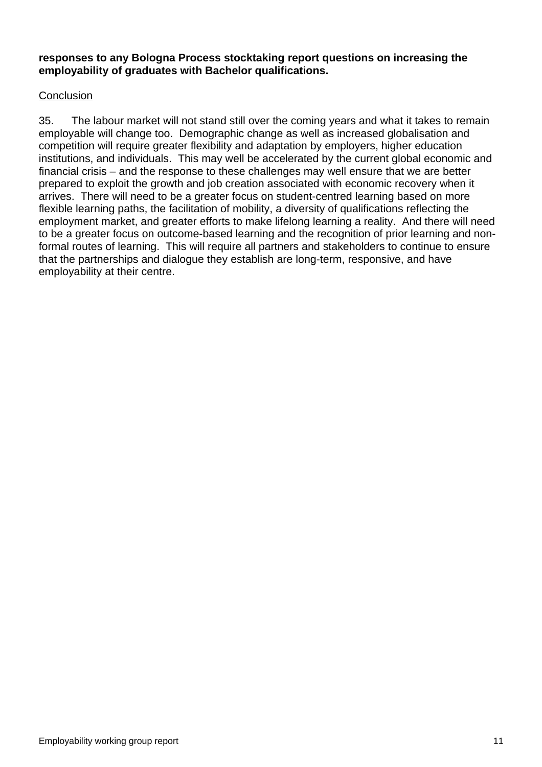**responses to any Bologna Process stocktaking report questions on increasing the employability of graduates with Bachelor qualifications.**

Conclusion

35. The labour market will not stand still over the coming years and what it takes to remain employable will change too. Demographic change as well as increased globalisation and competition will require greater flexibility and adaptation by employers, higher education institutions, and individuals. This may well be accelerated by the current global economic and financial crisis – and the response to these challenges may well ensure that we are better prepared to exploit the growth and job creation associated with economic recovery when it arrives. There will need to be a greater focus on student-centred learning based on more flexible learning paths, the facilitation of mobility, a diversity of qualifications reflecting the employment market, and greater efforts to make lifelong learning a reality. And there will need to be a greater focus on outcome-based learning and the recognition of prior learning and non-formal routes of learning. This will require all partners and stakeholders to continue to ensure that the partnerships and dialogue they establish are long-term, responsive, and have employability at their centre.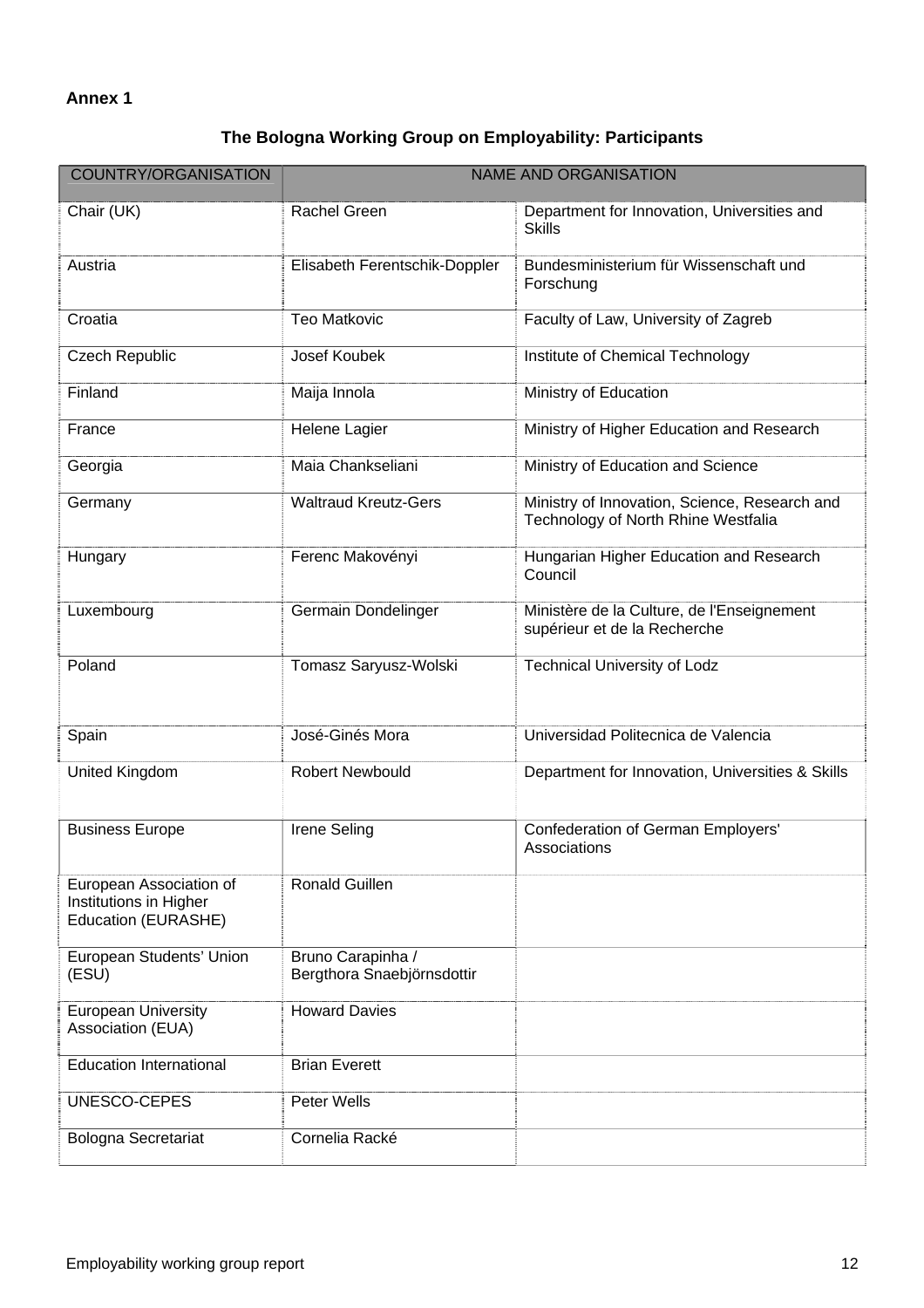**Annex 1**

## The Bologna Working Group on Employability: Participants

| COUNTRY/ORGANISATION | NAME AND ORGANISATION | |
|---|---|---|
| Chair (UK) | Rachel Green | Department for Innovation, Universities and Skills |
| Austria | Elisabeth Ferentschik-Doppler | Bundesministerium für Wissenschaft und Forschung |
| Croatia | Teo Matkovic | Faculty of Law, University of Zagreb |
| Czech Republic | Josef Koubek | Institute of Chemical Technology |
| Finland | Maija Innola | Ministry of Education |
| France | Helene Lagier | Ministry of Higher Education and Research |
| Georgia | Maia Chankseliani | Ministry of Education and Science |
| Germany | Waltraud Kreutz-Gers | Ministry of Innovation, Science, Research and Technology of North Rhine Westfalia |
| Hungary | Ferenc Makovényi | Hungarian Higher Education and Research Council |
| Luxembourg | Germain Dondelinger | Ministère de la Culture, de l'Enseignement supérieur et de la Recherche |
| Poland | Tomasz Saryusz-Wolski | Technical University of Lodz |
| Spain | José-Ginés Mora | Universidad Politecnica de Valencia |
| United Kingdom | Robert Newbould | Department for Innovation, Universities & Skills |
| Business Europe | Irene Seling | Confederation of German Employers' Associations |
| European Association of Institutions in Higher Education (EURASHE) | Ronald Guillen | |
| European Students' Union (ESU) | Bruno Carapinha / Bergthora Snaebjörnsdottir | |
| European University Association (EUA) | Howard Davies | |
| Education International | Brian Everett | |
| UNESCO-CEPES | Peter Wells | |
| Bologna Secretariat | Cornelia Racké | |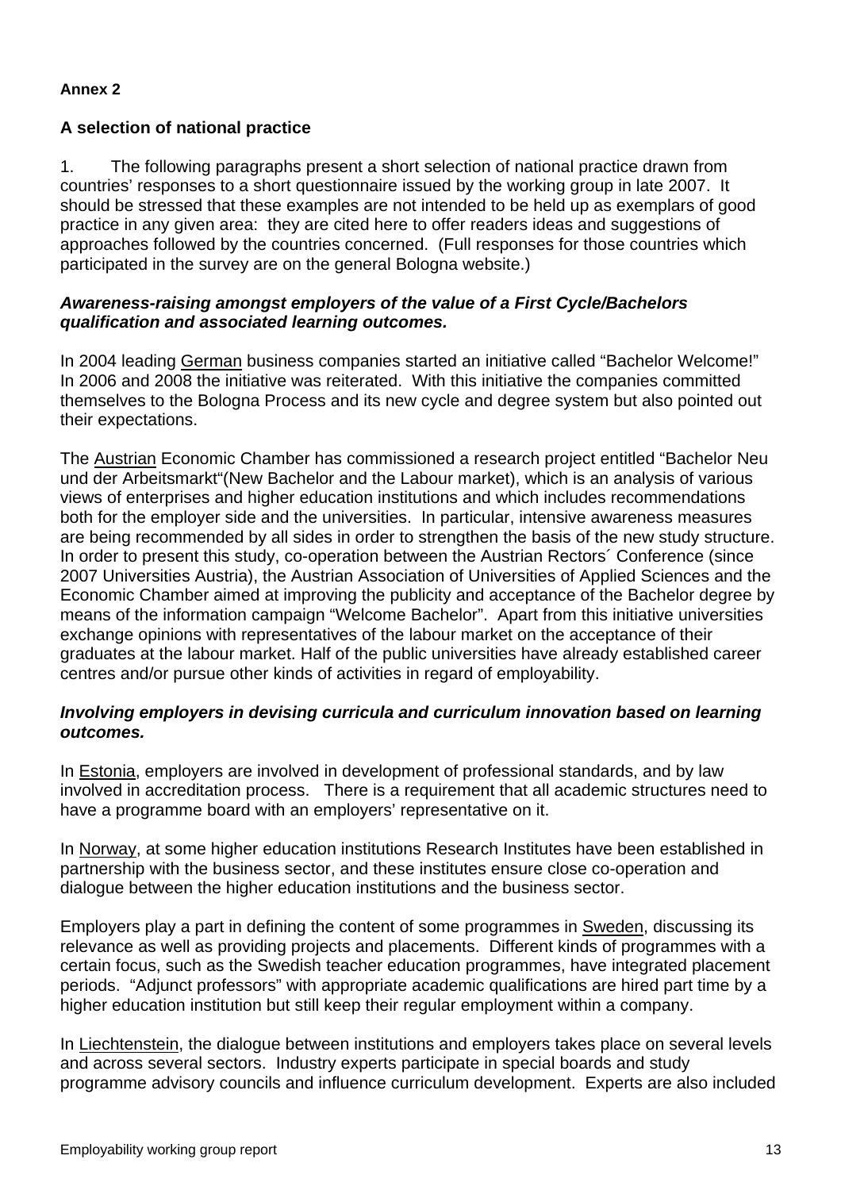**Annex 2**

### A selection of national practice

1. The following paragraphs present a short selection of national practice drawn from countries' responses to a short questionnaire issued by the working group in late 2007. It should be stressed that these examples are not intended to be held up as exemplars of good practice in any given area: they are cited here to offer readers ideas and suggestions of approaches followed by the countries concerned. (Full responses for those countries which participated in the survey are on the general Bologna website.)

***Awareness-raising amongst employers of the value of a First Cycle/Bachelors qualification and associated learning outcomes.***

In 2004 leading German business companies started an initiative called "Bachelor Welcome!" In 2006 and 2008 the initiative was reiterated. With this initiative the companies committed themselves to the Bologna Process and its new cycle and degree system but also pointed out their expectations.

The Austrian Economic Chamber has commissioned a research project entitled "Bachelor Neu und der Arbeitsmarkt"(New Bachelor and the Labour market), which is an analysis of various views of enterprises and higher education institutions and which includes recommendations both for the employer side and the universities. In particular, intensive awareness measures are being recommended by all sides in order to strengthen the basis of the new study structure. In order to present this study, co-operation between the Austrian Rectors´ Conference (since 2007 Universities Austria), the Austrian Association of Universities of Applied Sciences and the Economic Chamber aimed at improving the publicity and acceptance of the Bachelor degree by means of the information campaign "Welcome Bachelor". Apart from this initiative universities exchange opinions with representatives of the labour market on the acceptance of their graduates at the labour market. Half of the public universities have already established career centres and/or pursue other kinds of activities in regard of employability.

***Involving employers in devising curricula and curriculum innovation based on learning outcomes.***

In Estonia, employers are involved in development of professional standards, and by law involved in accreditation process. There is a requirement that all academic structures need to have a programme board with an employers' representative on it.

In Norway, at some higher education institutions Research Institutes have been established in partnership with the business sector, and these institutes ensure close co-operation and dialogue between the higher education institutions and the business sector.

Employers play a part in defining the content of some programmes in Sweden, discussing its relevance as well as providing projects and placements. Different kinds of programmes with a certain focus, such as the Swedish teacher education programmes, have integrated placement periods. "Adjunct professors" with appropriate academic qualifications are hired part time by a higher education institution but still keep their regular employment within a company.

In Liechtenstein, the dialogue between institutions and employers takes place on several levels and across several sectors. Industry experts participate in special boards and study programme advisory councils and influence curriculum development. Experts are also included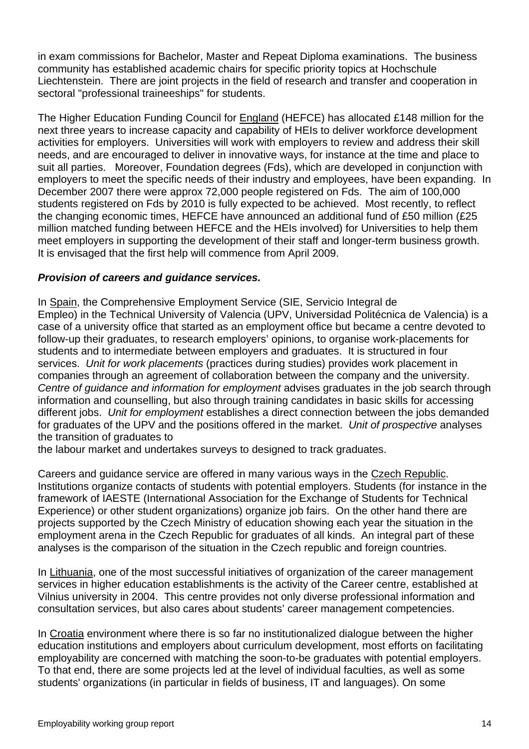in exam commissions for Bachelor, Master and Repeat Diploma examinations. The business community has established academic chairs for specific priority topics at Hochschule Liechtenstein. There are joint projects in the field of research and transfer and cooperation in sectoral "professional traineeships" for students.

The Higher Education Funding Council for England (HEFCE) has allocated £148 million for the next three years to increase capacity and capability of HEIs to deliver workforce development activities for employers. Universities will work with employers to review and address their skill needs, and are encouraged to deliver in innovative ways, for instance at the time and place to suit all parties. Moreover, Foundation degrees (Fds), which are developed in conjunction with employers to meet the specific needs of their industry and employees, have been expanding. In December 2007 there were approx 72,000 people registered on Fds. The aim of 100,000 students registered on Fds by 2010 is fully expected to be achieved. Most recently, to reflect the changing economic times, HEFCE have announced an additional fund of £50 million (£25 million matched funding between HEFCE and the HEIs involved) for Universities to help them meet employers in supporting the development of their staff and longer-term business growth. It is envisaged that the first help will commence from April 2009.

***Provision of careers and guidance services.***

In Spain, the Comprehensive Employment Service (SIE, Servicio Integral de Empleo) in the Technical University of Valencia (UPV, Universidad Politécnica de Valencia) is a case of a university office that started as an employment office but became a centre devoted to follow-up their graduates, to research employers' opinions, to organise work-placements for students and to intermediate between employers and graduates. It is structured in four services. *Unit for work placements* (practices during studies) provides work placement in companies through an agreement of collaboration between the company and the university. *Centre of guidance and information for employment* advises graduates in the job search through information and counselling, but also through training candidates in basic skills for accessing different jobs. *Unit for employment* establishes a direct connection between the jobs demanded for graduates of the UPV and the positions offered in the market. *Unit of prospective* analyses the transition of graduates to the labour market and undertakes surveys to designed to track graduates.

Careers and guidance service are offered in many various ways in the Czech Republic. Institutions organize contacts of students with potential employers. Students (for instance in the framework of IAESTE (International Association for the Exchange of Students for Technical Experience) or other student organizations) organize job fairs. On the other hand there are projects supported by the Czech Ministry of education showing each year the situation in the employment arena in the Czech Republic for graduates of all kinds. An integral part of these analyses is the comparison of the situation in the Czech republic and foreign countries.

In Lithuania, one of the most successful initiatives of organization of the career management services in higher education establishments is the activity of the Career centre, established at Vilnius university in 2004. This centre provides not only diverse professional information and consultation services, but also cares about students' career management competencies.

In Croatia environment where there is so far no institutionalized dialogue between the higher education institutions and employers about curriculum development, most efforts on facilitating employability are concerned with matching the soon-to-be graduates with potential employers. To that end, there are some projects led at the level of individual faculties, as well as some students' organizations (in particular in fields of business, IT and languages). On some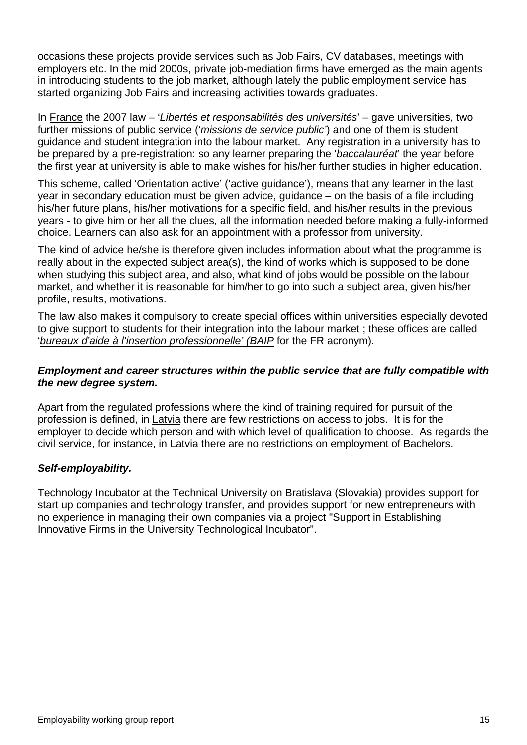occasions these projects provide services such as Job Fairs, CV databases, meetings with employers etc. In the mid 2000s, private job-mediation firms have emerged as the main agents in introducing students to the job market, although lately the public employment service has started organizing Job Fairs and increasing activities towards graduates.

In France the 2007 law – '*Libertés et responsabilités des universités*' – gave universities, two further missions of public service ('*missions de service public'*) and one of them is student guidance and student integration into the labour market. Any registration in a university has to be prepared by a pre-registration: so any learner preparing the '*baccalauréat*' the year before the first year at university is able to make wishes for his/her further studies in higher education.

This scheme, called 'Orientation active' ('active guidance'), means that any learner in the last year in secondary education must be given advice, guidance – on the basis of a file including his/her future plans, his/her motivations for a specific field, and his/her results in the previous years - to give him or her all the clues, all the information needed before making a fully-informed choice. Learners can also ask for an appointment with a professor from university.

The kind of advice he/she is therefore given includes information about what the programme is really about in the expected subject area(s), the kind of works which is supposed to be done when studying this subject area, and also, what kind of jobs would be possible on the labour market, and whether it is reasonable for him/her to go into such a subject area, given his/her profile, results, motivations.

The law also makes it compulsory to create special offices within universities especially devoted to give support to students for their integration into the labour market ; these offices are called '*bureaux d'aide à l'insertion professionnelle' (BAIP* for the FR acronym).

***Employment and career structures within the public service that are fully compatible with the new degree system.***

Apart from the regulated professions where the kind of training required for pursuit of the profession is defined, in Latvia there are few restrictions on access to jobs. It is for the employer to decide which person and with which level of qualification to choose. As regards the civil service, for instance, in Latvia there are no restrictions on employment of Bachelors.

***Self-employability.***

Technology Incubator at the Technical University on Bratislava (Slovakia) provides support for start up companies and technology transfer, and provides support for new entrepreneurs with no experience in managing their own companies via a project "Support in Establishing Innovative Firms in the University Technological Incubator".